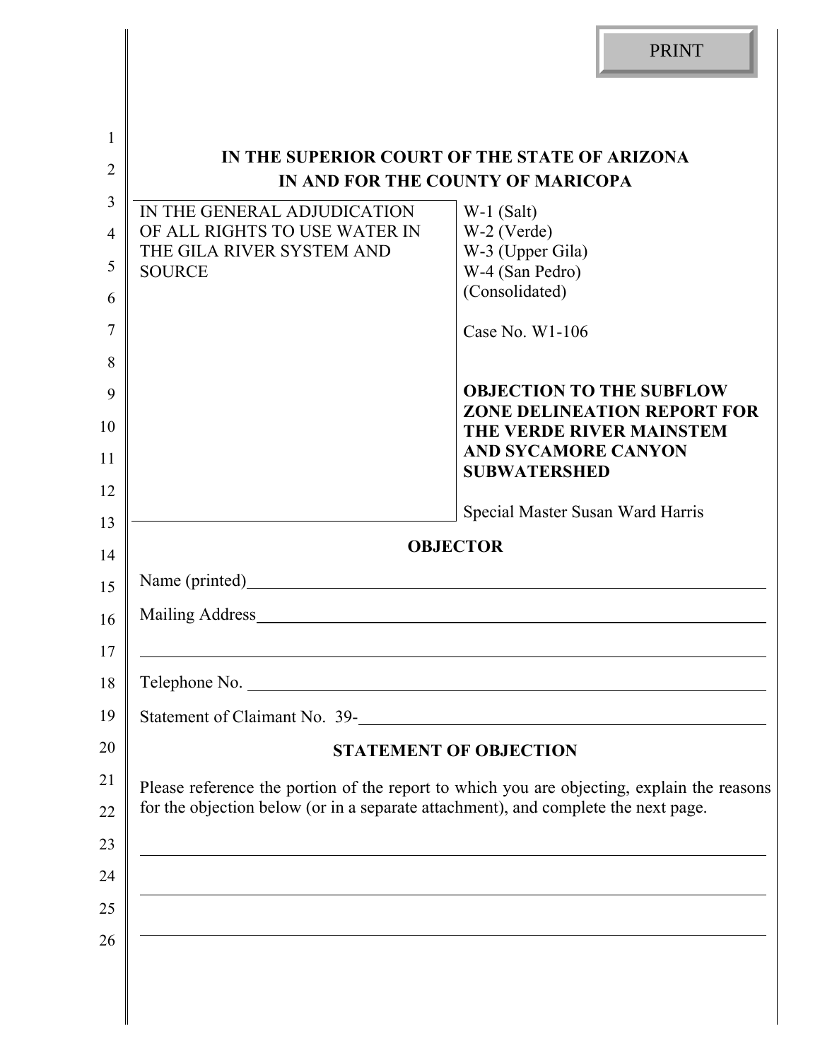IN THE SUPERIOR COURT OF THE STATE OF ARIZONA
IN AND FOR THE COUNTY OF MARICOPA

| IN THE GENERAL ADJUDICATION OF ALL RIGHTS TO USE WATER IN THE GILA RIVER SYSTEM AND SOURCE | W-1 (Salt)<br>W-2 (Verde)<br>W-3 (Upper Gila)<br>W-4 (San Pedro)<br>(Consolidated)<br><br>Case No. W1-106<br><br>**OBJECTION TO THE SUBFLOW ZONE DELINEATION REPORT FOR THE VERDE RIVER MAINSTEM AND SYCAMORE CANYON SUBWATERSHED**<br><br>Special Master Susan Ward Harris |
|---|---|

## OBJECTOR

Name (printed) ______________________________

Mailing Address ______________________________

______________________________

Telephone No. ______________________________

Statement of Claimant No. 39- ______________________________

## STATEMENT OF OBJECTION

Please reference the portion of the report to which you are objecting, explain the reasons for the objection below (or in a separate attachment), and complete the next page.

______________________________

______________________________

______________________________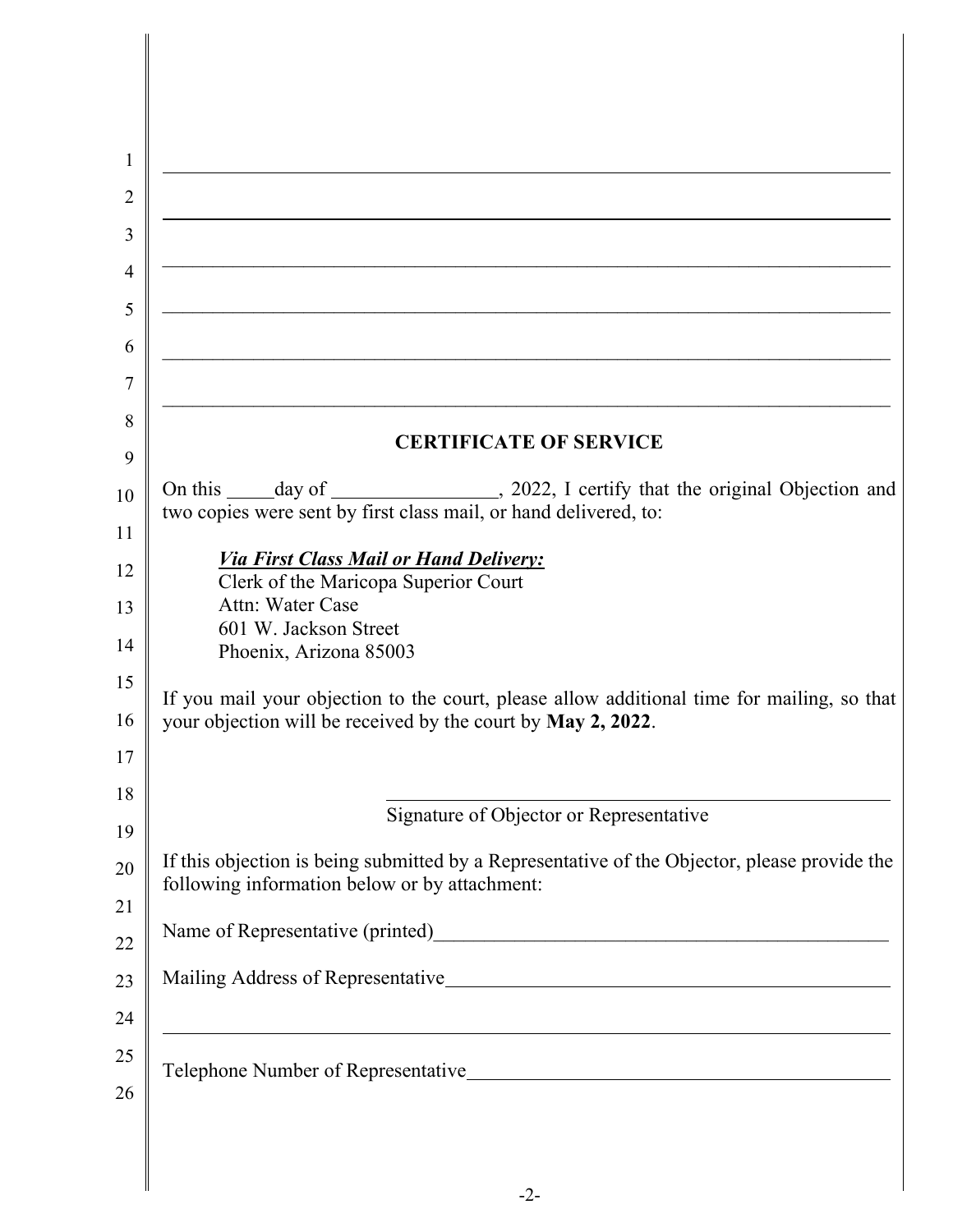\_\_\_\_\_\_\_\_\_\_\_\_\_\_\_\_\_\_\_\_\_\_\_\_\_\_\_\_\_\_\_\_\_\_\_\_\_\_\_\_\_\_\_\_\_\_\_\_\_\_\_\_\_\_\_\_\_\_\_\_\_\_\_\_\_\_\_\_\_\_\_\_

\_\_\_\_\_\_\_\_\_\_\_\_\_\_\_\_\_\_\_\_\_\_\_\_\_\_\_\_\_\_\_\_\_\_\_\_\_\_\_\_\_\_\_\_\_\_\_\_\_\_\_\_\_\_\_\_\_\_\_\_\_\_\_\_\_\_\_\_\_\_\_\_

\_\_\_\_\_\_\_\_\_\_\_\_\_\_\_\_\_\_\_\_\_\_\_\_\_\_\_\_\_\_\_\_\_\_\_\_\_\_\_\_\_\_\_\_\_\_\_\_\_\_\_\_\_\_\_\_\_\_\_\_\_\_\_\_\_\_\_\_\_\_\_\_

\_\_\_\_\_\_\_\_\_\_\_\_\_\_\_\_\_\_\_\_\_\_\_\_\_\_\_\_\_\_\_\_\_\_\_\_\_\_\_\_\_\_\_\_\_\_\_\_\_\_\_\_\_\_\_\_\_\_\_\_\_\_\_\_\_\_\_\_\_\_\_\_

\_\_\_\_\_\_\_\_\_\_\_\_\_\_\_\_\_\_\_\_\_\_\_\_\_\_\_\_\_\_\_\_\_\_\_\_\_\_\_\_\_\_\_\_\_\_\_\_\_\_\_\_\_\_\_\_\_\_\_\_\_\_\_\_\_\_\_\_\_\_\_\_

\_\_\_\_\_\_\_\_\_\_\_\_\_\_\_\_\_\_\_\_\_\_\_\_\_\_\_\_\_\_\_\_\_\_\_\_\_\_\_\_\_\_\_\_\_\_\_\_\_\_\_\_\_\_\_\_\_\_\_\_\_\_\_\_\_\_\_\_\_\_\_\_

## CERTIFICATE OF SERVICE

On this \_\_\_\_\_day of \_\_\_\_\_\_\_\_\_\_\_\_\_\_\_\_\_, 2022, I certify that the original Objection and two copies were sent by first class mail, or hand delivered, to:

***Via First Class Mail or Hand Delivery:***
Clerk of the Maricopa Superior Court
Attn: Water Case
601 W. Jackson Street
Phoenix, Arizona 85003

If you mail your objection to the court, please allow additional time for mailing, so that your objection will be received by the court by **May 2, 2022**.

\_\_\_\_\_\_\_\_\_\_\_\_\_\_\_\_\_\_\_\_\_\_\_\_\_\_\_\_\_\_\_\_\_\_\_\_\_\_\_\_\_\_\_
Signature of Objector or Representative

If this objection is being submitted by a Representative of the Objector, please provide the following information below or by attachment:

Name of Representative (printed)\_\_\_\_\_\_\_\_\_\_\_\_\_\_\_\_\_\_\_\_\_\_\_\_\_\_\_\_\_\_\_\_\_\_\_\_\_\_\_\_\_\_\_\_\_

Mailing Address of Representative\_\_\_\_\_\_\_\_\_\_\_\_\_\_\_\_\_\_\_\_\_\_\_\_\_\_\_\_\_\_\_\_\_\_\_\_\_\_\_\_\_\_\_\_

\_\_\_\_\_\_\_\_\_\_\_\_\_\_\_\_\_\_\_\_\_\_\_\_\_\_\_\_\_\_\_\_\_\_\_\_\_\_\_\_\_\_\_\_\_\_\_\_\_\_\_\_\_\_\_\_\_\_\_\_\_\_\_\_\_\_\_\_\_\_\_\_

Telephone Number of Representative\_\_\_\_\_\_\_\_\_\_\_\_\_\_\_\_\_\_\_\_\_\_\_\_\_\_\_\_\_\_\_\_\_\_\_\_\_\_\_\_\_\_